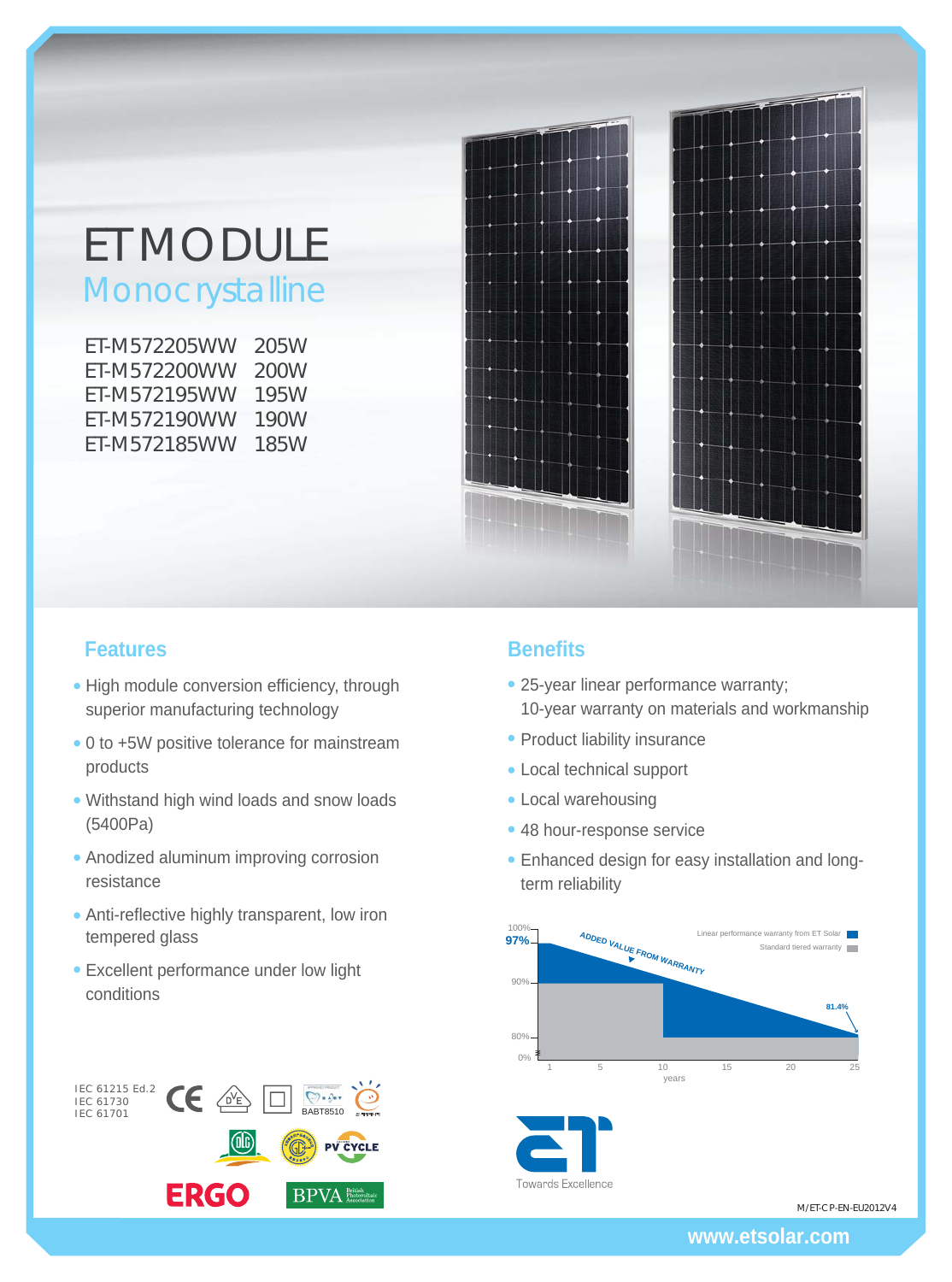# ET MODULE

## Monocrystalline

ET-M572205WW 205W
ET-M572200WW 200W
ET-M572195WW 195W
ET-M572190WW 190W
ET-M572185WW 185W

## Features

- High module conversion efficiency, through superior manufacturing technology
- 0 to +5W positive tolerance for mainstream products
- Withstand high wind loads and snow loads (5400Pa)
- Anodized aluminum improving corrosion resistance
- Anti-reflective highly transparent, low iron tempered glass
- Excellent performance under low light conditions

## Benefits

- 25-year linear performance warranty;
  10-year warranty on materials and workmanship
- Product liability insurance
- Local technical support
- Local warehousing
- 48 hour-response service
- Enhanced design for easy installation and long-term reliability

ADDED VALUE FROM WARRANTY

Linear performance warranty from ET Solar

Standard tiered warranty

100% 97% 90% 80% 0% 81.4%

1 5 10 15 20 25 years

IEC 61215 Ed.2
IEC 61730
IEC 61701

BABT8510

PV CYCLE

ERGO

BPVA British Photovoltaic Association

Towards Excellence

M/ET-CP-EN-EU2012V4

www.etsolar.com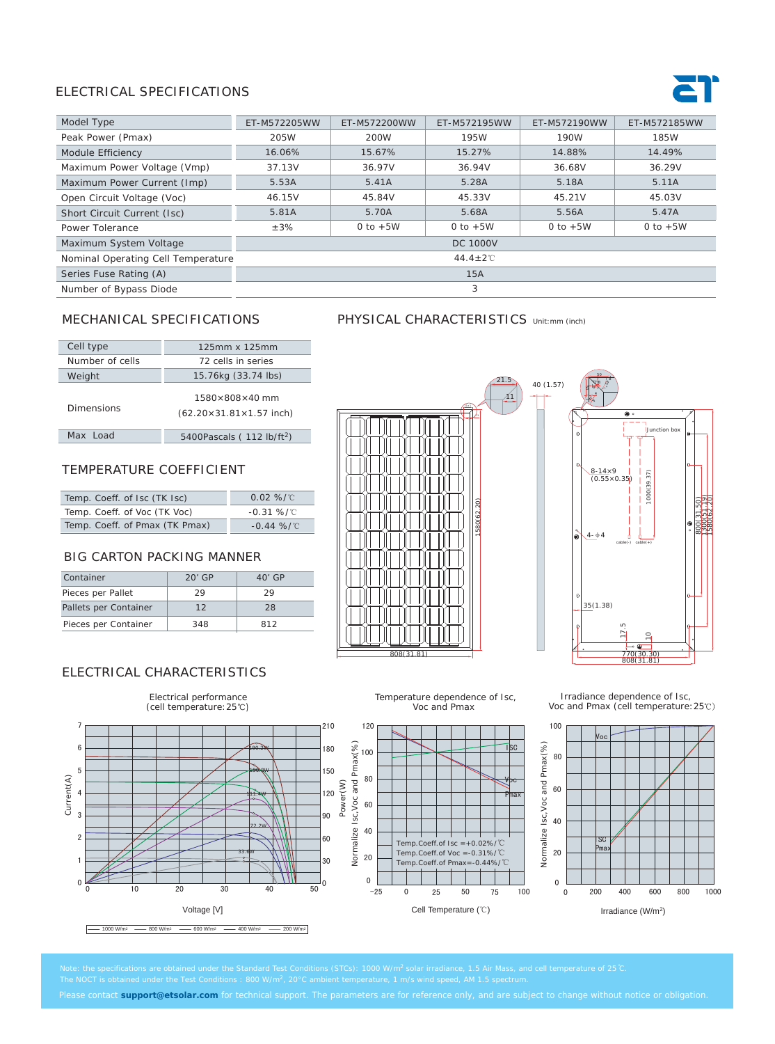## ELECTRICAL SPECIFICATIONS

| Model Type | ET-M572205WW | ET-M572200WW | ET-M572195WW | ET-M572190WW | ET-M572185WW |
|---|---|---|---|---|---|
| Peak Power (Pmax) | 205W | 200W | 195W | 190W | 185W |
| Module Efficiency | 16.06% | 15.67% | 15.27% | 14.88% | 14.49% |
| Maximum Power Voltage (Vmp) | 37.13V | 36.97V | 36.94V | 36.68V | 36.29V |
| Maximum Power Current (Imp) | 5.53A | 5.41A | 5.28A | 5.18A | 5.11A |
| Open Circuit Voltage (Voc) | 46.15V | 45.84V | 45.33V | 45.21V | 45.03V |
| Short Circuit Current (Isc) | 5.81A | 5.70A | 5.68A | 5.56A | 5.47A |
| Power Tolerance | ±3% | 0 to +5W | 0 to +5W | 0 to +5W | 0 to +5W |
| Maximum System Voltage | DC 1000V | | | | |
| Nominal Operating Cell Temperature | 44.4±2℃ | | | | |
| Series Fuse Rating (A) | 15A | | | | |
| Number of Bypass Diode | 3 | | | | |

## MECHANICAL SPECIFICATIONS

| | |
|---|---|
| Cell type | 125mm x 125mm |
| Number of cells | 72 cells in series |
| Weight | 15.76kg (33.74 lbs) |
| Dimensions | 1580×808×40 mm (62.20×31.81×1.57 inch) |
| Max Load | 5400Pascals ( 112 lb/ft²) |

## TEMPERATURE COEFFICIENT

| | |
|---|---|
| Temp. Coeff. of Isc (TK Isc) | 0.02 %/℃ |
| Temp. Coeff. of Voc (TK Voc) | -0.31 %/℃ |
| Temp. Coeff. of Pmax (TK Pmax) | -0.44 %/℃ |

## BIG CARTON PACKING MANNER

| Container | 20' GP | 40' GP |
|---|---|---|
| Pieces per Pallet | 29 | 29 |
| Pallets per Container | 12 | 28 |
| Pieces per Container | 348 | 812 |

## PHYSICAL CHARACTERISTICS Unit:mm (inch)

21.5
11
40 (1.57)
Junction box
8-14×9 (0.55×0.35)
1000(39.37)
4- φ4
cable(-) cable(+)
35(1.38)
17.5
10
1580(62.20)
808(31.81)
770(30.30)
808(31.81)
800(31.50)
1300(51.18)
1580(62.20)

## ELECTRICAL CHARACTERISTICS

Electrical performance (cell temperature: 25℃)

Current(A)
Power(W)
Voltage [V]
180.3W
150.8W
111.4W
72.2W
33.6W
1000 W/m² 800 W/m² 600 W/m² 400 W/m² 200 W/m²

Temperature dependence of Isc, Voc and Pmax

Normalize Isc,Voc and Pmax(%)
Cell Temperature (℃)
Isc
Voc
Pmax
Temp.Coeff.of Isc =+0.02%/℃
Temp.Coeff.of Voc =-0.31%/℃
Temp.Coeff.of Pmax=-0.44%/℃

Irradiance dependence of Isc, Voc and Pmax (cell temperature: 25℃)

Normalize Isc,Voc and Pmax(%)
Irradiance (W/m²)
Voc
Isc
Pmax

Note: the specifications are obtained under the Standard Test Conditions (STCs): 1000 W/m² solar irradiance, 1.5 Air Mass, and cell temperature of 25℃.
The NOCT is obtained under the Test Conditions : 800 W/m², 20°C ambient temperature, 1 m/s wind speed, AM 1.5 spectrum.

Please contact **support@etsolar.com** for technical support. The parameters are for reference only, and are subject to change without notice or obligation.